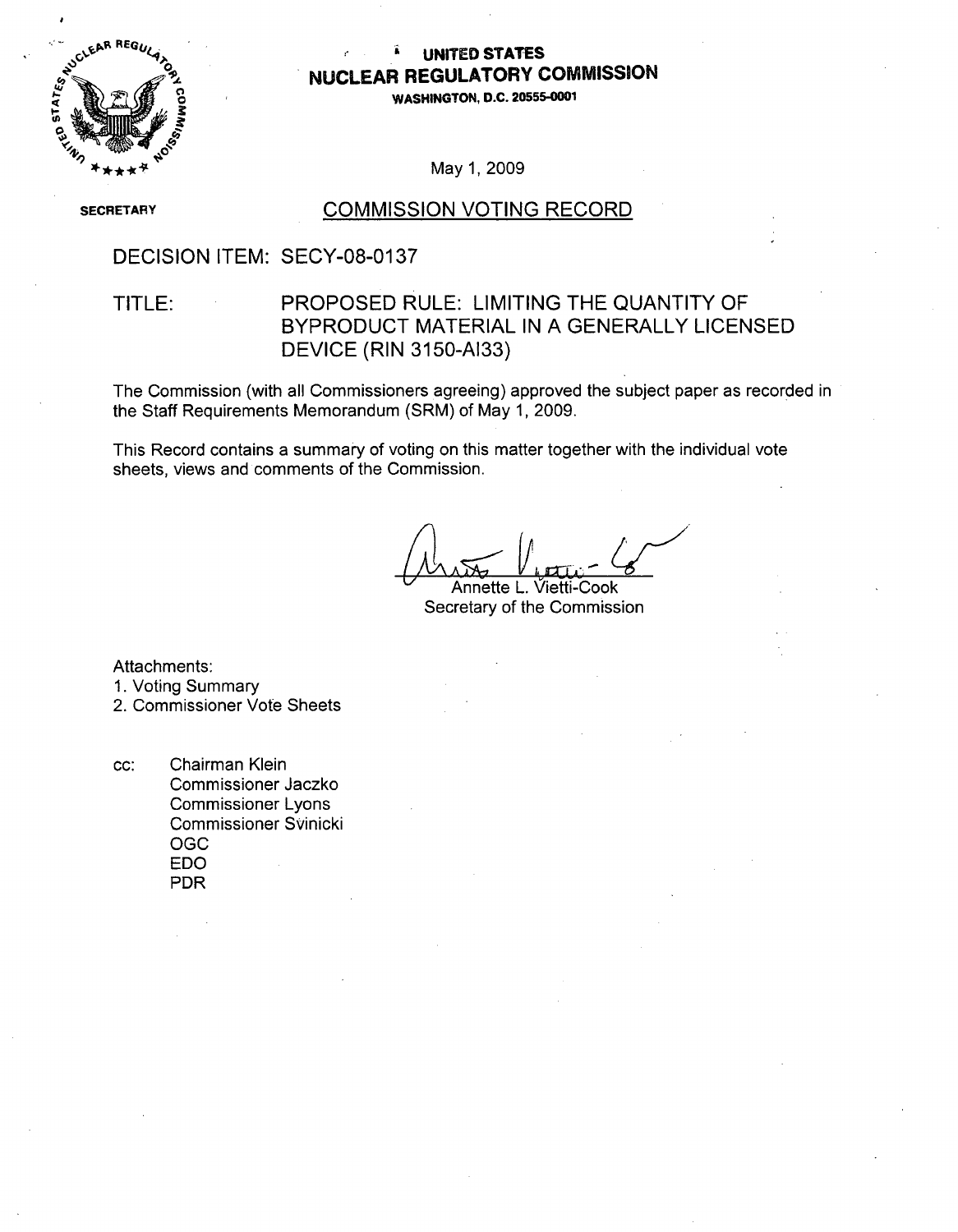**UNITED STATES**
**NUCLEAR REGULATORY COMMISSION**
**WASHINGTON, D.C. 20555-0001**

May 1, 2009

SECRETARY

# COMMISSION VOTING RECORD

DECISION ITEM: SECY-08-0137

TITLE: PROPOSED RULE: LIMITING THE QUANTITY OF BYPRODUCT MATERIAL IN A GENERALLY LICENSED DEVICE (RIN 3150-AI33)

The Commission (with all Commissioners agreeing) approved the subject paper as recorded in the Staff Requirements Memorandum (SRM) of May 1, 2009.

This Record contains a summary of voting on this matter together with the individual vote sheets, views and comments of the Commission.

Annette L. Vietti-Cook
Secretary of the Commission

Attachments:
1. Voting Summary
2. Commissioner Vote Sheets

cc: Chairman Klein
Commissioner Jaczko
Commissioner Lyons
Commissioner Svinicki
OGC
EDO
PDR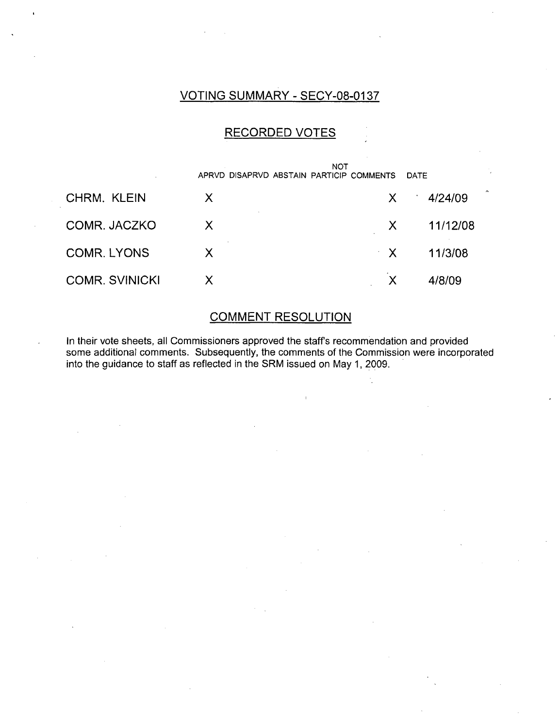## VOTING SUMMARY - SECY-08-0137

### RECORDED VOTES

| | APRVD | DISAPRVD | ABSTAIN | NOT PARTICIP | COMMENTS | DATE |
|---|---|---|---|---|---|---|
| CHRM. KLEIN | X | | | | X | 4/24/09 |
| COMR. JACZKO | X | | | | X | 11/12/08 |
| COMR. LYONS | X | | | | X | 11/3/08 |
| COMR. SVINICKI | X | | | | X | 4/8/09 |

### COMMENT RESOLUTION

In their vote sheets, all Commissioners approved the staff's recommendation and provided some additional comments. Subsequently, the comments of the Commission were incorporated into the guidance to staff as reflected in the SRM issued on May 1, 2009.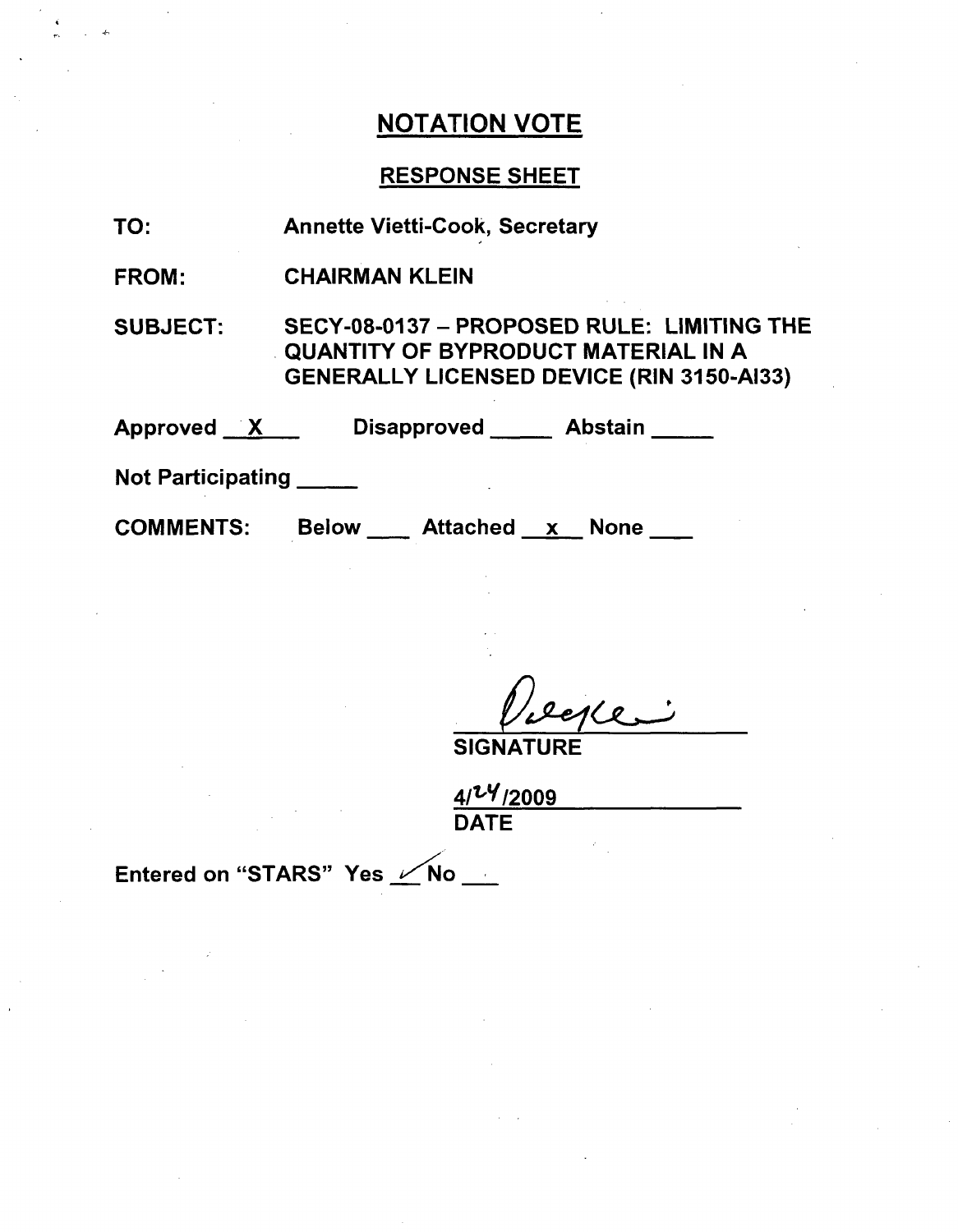## NOTATION VOTE

### RESPONSE SHEET

TO: Annette Vietti-Cook, Secretary

FROM: CHAIRMAN KLEIN

SUBJECT: SECY-08-0137 – PROPOSED RULE: LIMITING THE QUANTITY OF BYPRODUCT MATERIAL IN A GENERALLY LICENSED DEVICE (RIN 3150-AI33)

Approved X Disapproved \_\_\_\_\_ Abstain \_\_\_\_\_

Not Participating \_\_\_\_\_

COMMENTS: Below \_\_\_ Attached x None \_\_\_

SIGNATURE

4/24/2009

DATE

Entered on "STARS" Yes ✓ No \_\_\_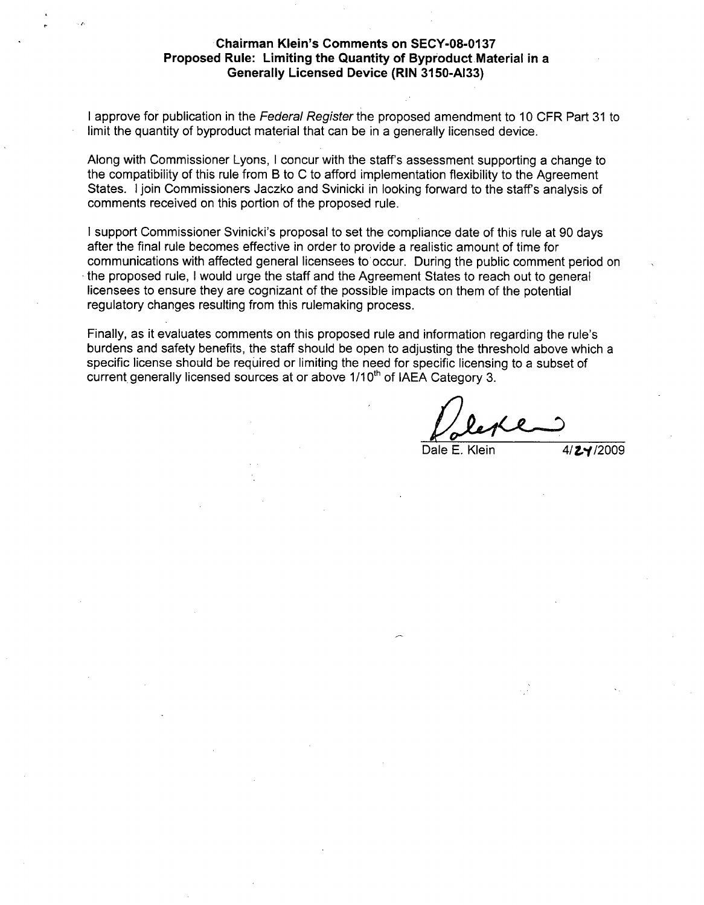# Chairman Klein's Comments on SECY-08-0137 Proposed Rule: Limiting the Quantity of Byproduct Material in a Generally Licensed Device (RIN 3150-AI33)

I approve for publication in the *Federal Register* the proposed amendment to 10 CFR Part 31 to limit the quantity of byproduct material that can be in a generally licensed device.

Along with Commissioner Lyons, I concur with the staff's assessment supporting a change to the compatibility of this rule from B to C to afford implementation flexibility to the Agreement States. I join Commissioners Jaczko and Svinicki in looking forward to the staff's analysis of comments received on this portion of the proposed rule.

I support Commissioner Svinicki's proposal to set the compliance date of this rule at 90 days after the final rule becomes effective in order to provide a realistic amount of time for communications with affected general licensees to occur. During the public comment period on the proposed rule, I would urge the staff and the Agreement States to reach out to general licensees to ensure they are cognizant of the possible impacts on them of the potential regulatory changes resulting from this rulemaking process.

Finally, as it evaluates comments on this proposed rule and information regarding the rule's burdens and safety benefits, the staff should be open to adjusting the threshold above which a specific license should be required or limiting the need for specific licensing to a subset of current generally licensed sources at or above 1/10th of IAEA Category 3.

Dale E. Klein 4/24/2009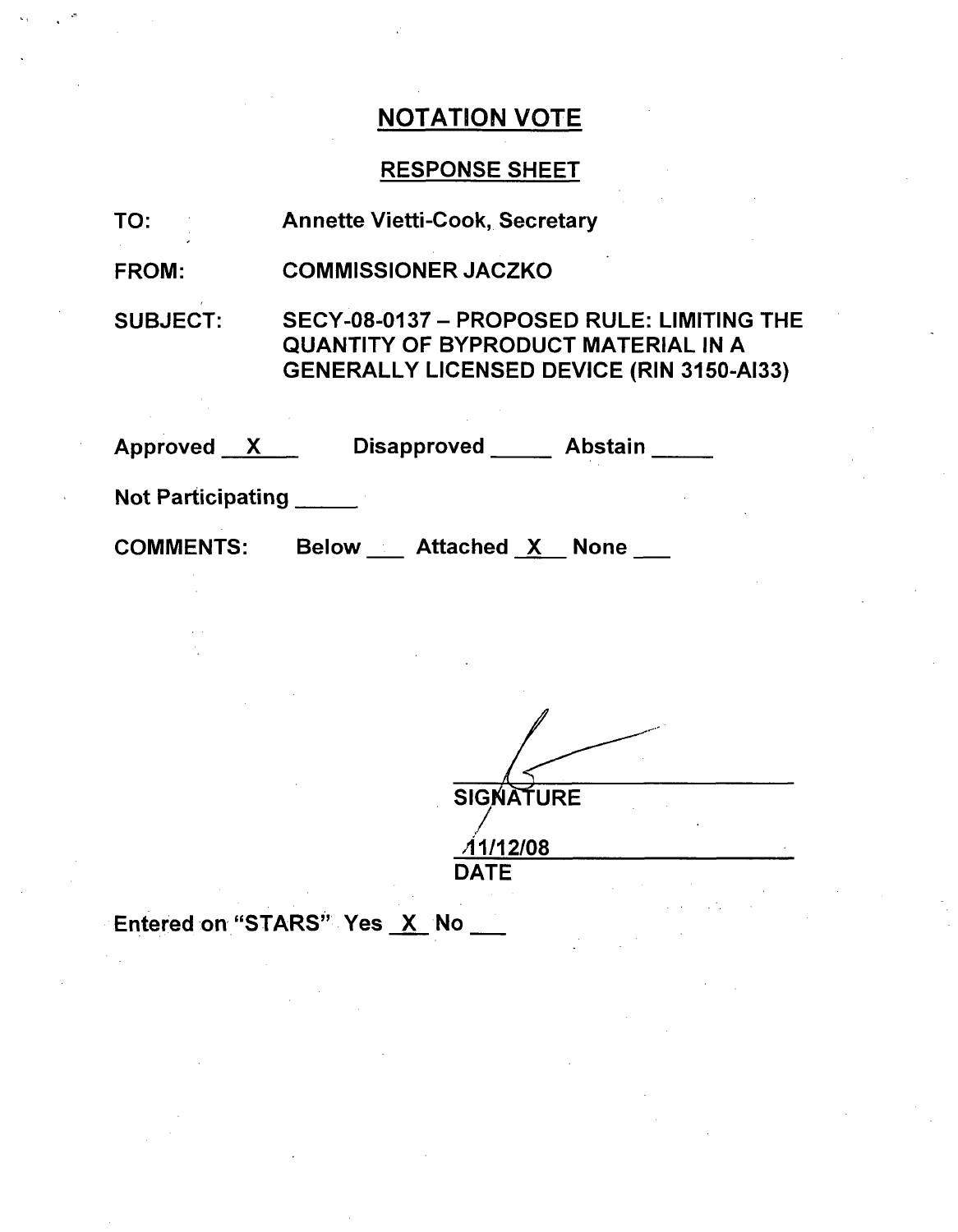# NOTATION VOTE

## RESPONSE SHEET

TO: Annette Vietti-Cook, Secretary

FROM: COMMISSIONER JACZKO

SUBJECT: SECY-08-0137 – PROPOSED RULE: LIMITING THE QUANTITY OF BYPRODUCT MATERIAL IN A GENERALLY LICENSED DEVICE (RIN 3150-AI33)

Approved \_\_X\_\_ Disapproved \_\_\_\_\_ Abstain \_\_\_\_\_

Not Participating \_\_\_\_\_

COMMENTS: Below \_\_\_ Attached \_\_X\_\_ None \_\_\_

SIGNATURE

11/12/08

DATE

Entered on "STARS" Yes \_\_X\_\_ No \_\_\_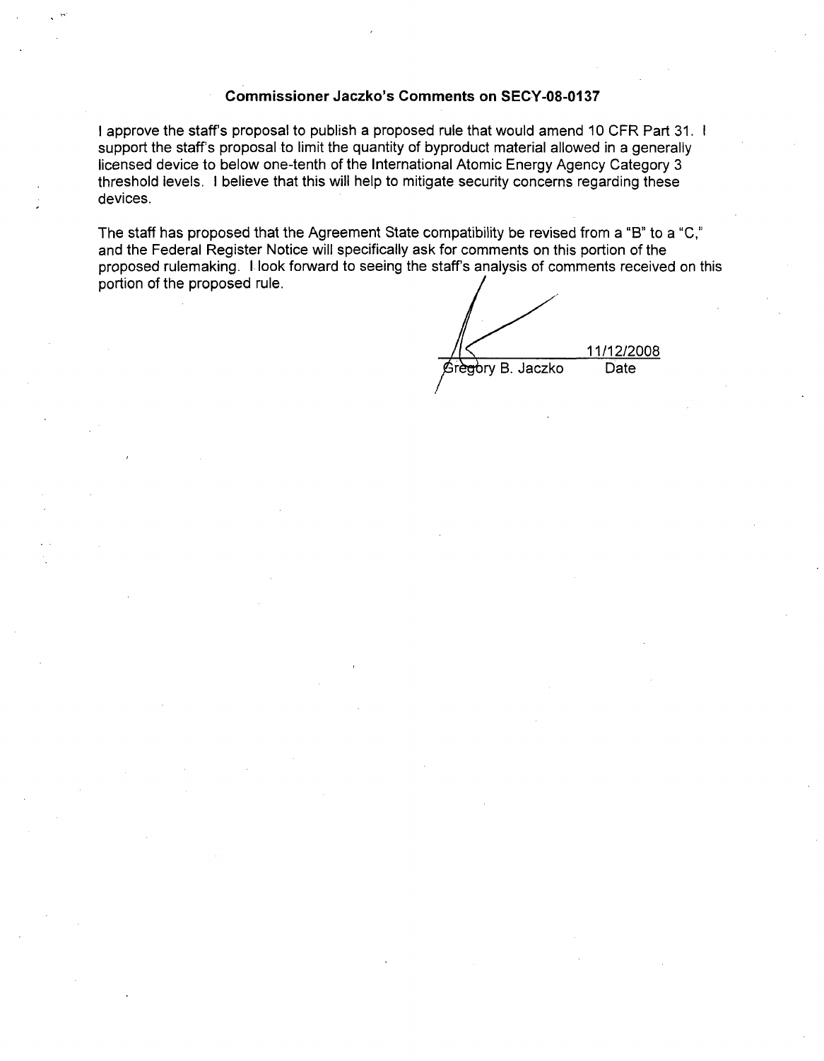### Commissioner Jaczko's Comments on SECY-08-0137

I approve the staff's proposal to publish a proposed rule that would amend 10 CFR Part 31. I support the staff's proposal to limit the quantity of byproduct material allowed in a generally licensed device to below one-tenth of the International Atomic Energy Agency Category 3 threshold levels. I believe that this will help to mitigate security concerns regarding these devices.

The staff has proposed that the Agreement State compatibility be revised from a "B" to a "C," and the Federal Register Notice will specifically ask for comments on this portion of the proposed rulemaking. I look forward to seeing the staff's analysis of comments received on this portion of the proposed rule.

| | |
|---|---|
| Gregory B. Jaczko | 11/12/2008 |
| | Date |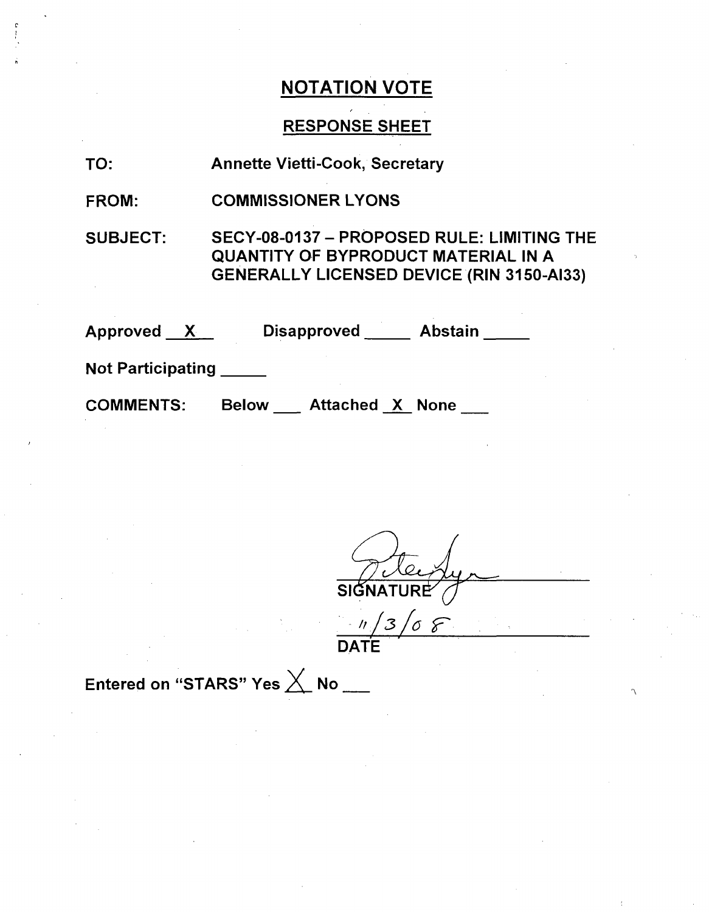# NOTATION VOTE

## RESPONSE SHEET

TO: Annette Vietti-Cook, Secretary

FROM: COMMISSIONER LYONS

SUBJECT: SECY-08-0137 – PROPOSED RULE: LIMITING THE QUANTITY OF BYPRODUCT MATERIAL IN A GENERALLY LICENSED DEVICE (RIN 3150-AI33)

Approved X Disapproved _____ Abstain _____

Not Participating _____

COMMENTS: Below ___ Attached X None ___

SIGNATURE

11/3/08

DATE

Entered on "STARS" Yes X No ___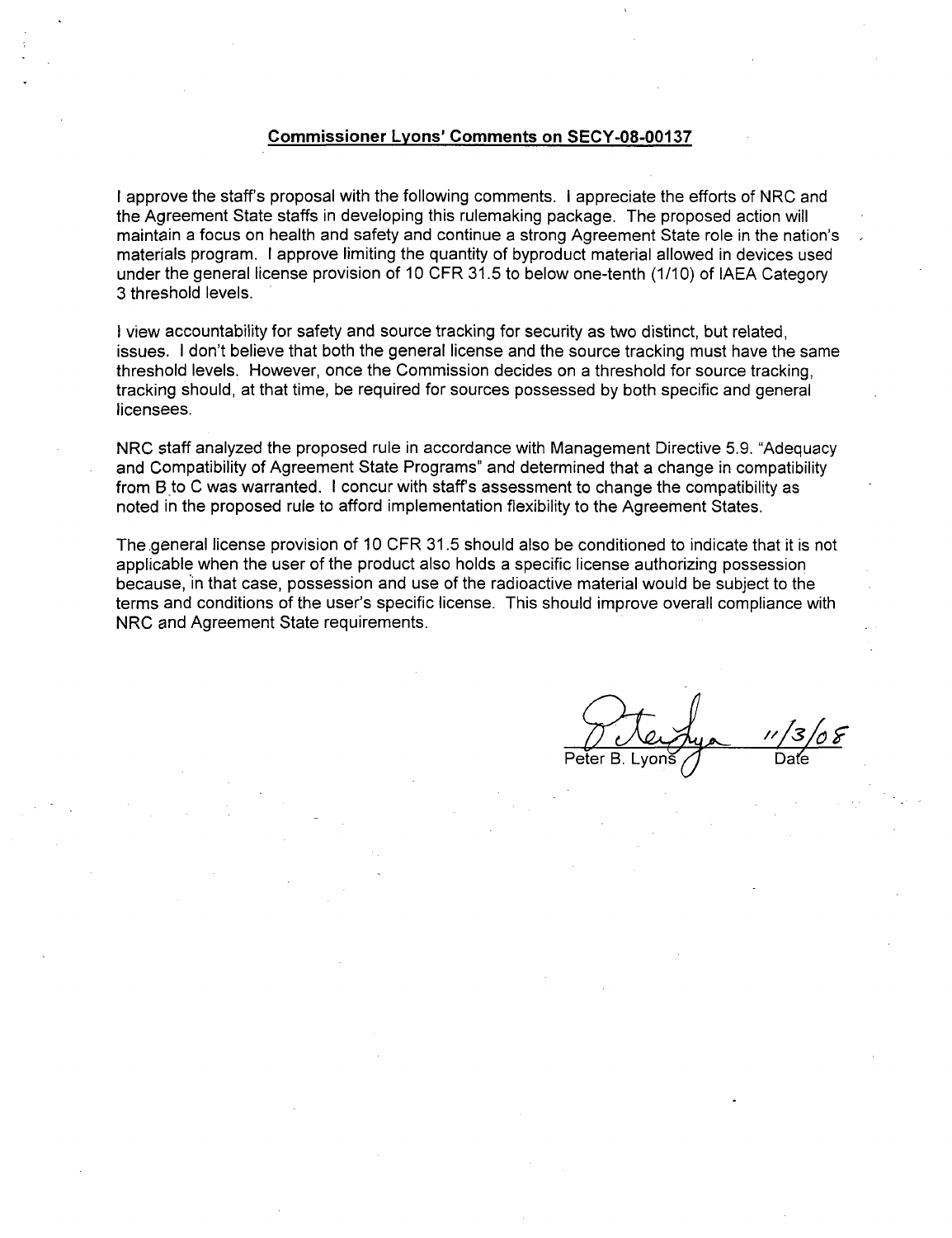**Commissioner Lyons' Comments on SECY-08-00137**

I approve the staff's proposal with the following comments. I appreciate the efforts of NRC and the Agreement State staffs in developing this rulemaking package. The proposed action will maintain a focus on health and safety and continue a strong Agreement State role in the nation's materials program. I approve limiting the quantity of byproduct material allowed in devices used under the general license provision of 10 CFR 31.5 to below one-tenth (1/10) of IAEA Category 3 threshold levels.

I view accountability for safety and source tracking for security as two distinct, but related, issues. I don't believe that both the general license and the source tracking must have the same threshold levels. However, once the Commission decides on a threshold for source tracking, tracking should, at that time, be required for sources possessed by both specific and general licensees.

NRC staff analyzed the proposed rule in accordance with Management Directive 5.9. "Adequacy and Compatibility of Agreement State Programs" and determined that a change in compatibility from B to C was warranted. I concur with staff's assessment to change the compatibility as noted in the proposed rule to afford implementation flexibility to the Agreement States.

The general license provision of 10 CFR 31.5 should also be conditioned to indicate that it is not applicable when the user of the product also holds a specific license authorizing possession because, in that case, possession and use of the radioactive material would be subject to the terms and conditions of the user's specific license. This should improve overall compliance with NRC and Agreement State requirements.

Peter B. Lyons 11/3/08
Date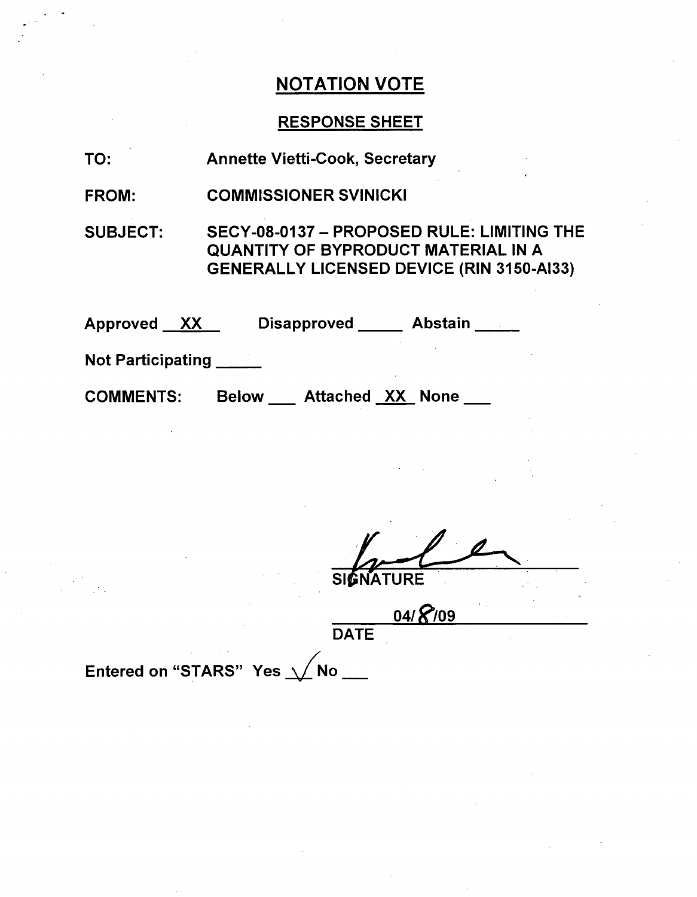## NOTATION VOTE

## RESPONSE SHEET

TO: Annette Vietti-Cook, Secretary

FROM: COMMISSIONER SVINICKI

SUBJECT: SECY-08-0137 – PROPOSED RULE: LIMITING THE QUANTITY OF BYPRODUCT MATERIAL IN A GENERALLY LICENSED DEVICE (RIN 3150-AI33)

Approved __XX__ Disapproved _____ Abstain _____

Not Participating _____

COMMENTS: Below ___ Attached _XX_ None ___

SIGNATURE

04/8/09

DATE

Entered on "STARS" Yes ✓ No ___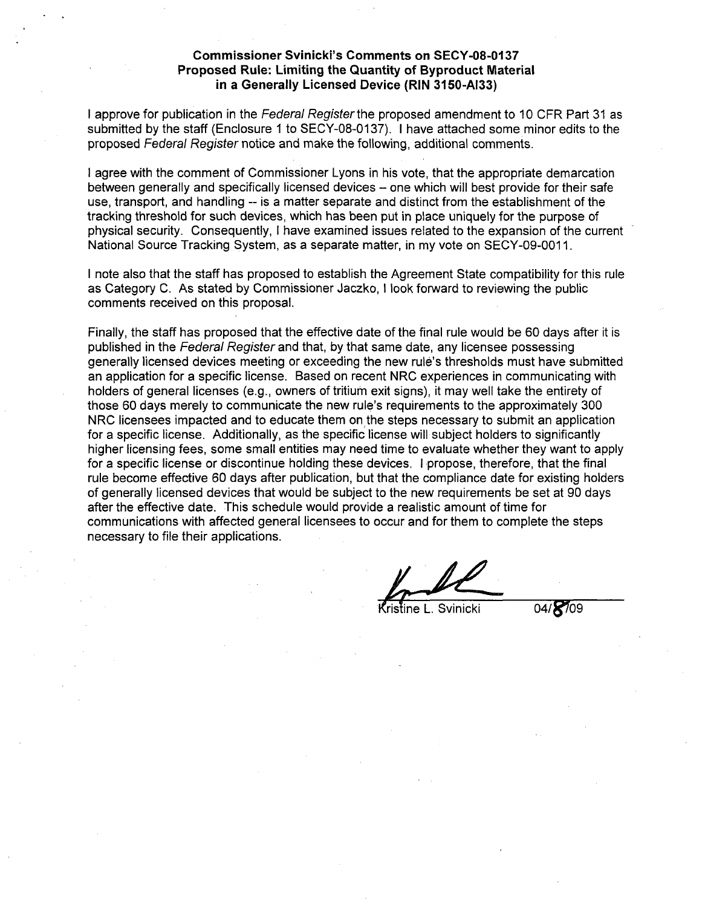**Commissioner Svinicki's Comments on SECY-08-0137**
**Proposed Rule: Limiting the Quantity of Byproduct Material in a Generally Licensed Device (RIN 3150-AI33)**

I approve for publication in the *Federal Register* the proposed amendment to 10 CFR Part 31 as submitted by the staff (Enclosure 1 to SECY-08-0137). I have attached some minor edits to the proposed *Federal Register* notice and make the following, additional comments.

I agree with the comment of Commissioner Lyons in his vote, that the appropriate demarcation between generally and specifically licensed devices – one which will best provide for their safe use, transport, and handling -- is a matter separate and distinct from the establishment of the tracking threshold for such devices, which has been put in place uniquely for the purpose of physical security. Consequently, I have examined issues related to the expansion of the current National Source Tracking System, as a separate matter, in my vote on SECY-09-0011.

I note also that the staff has proposed to establish the Agreement State compatibility for this rule as Category C. As stated by Commissioner Jaczko, I look forward to reviewing the public comments received on this proposal.

Finally, the staff has proposed that the effective date of the final rule would be 60 days after it is published in the *Federal Register* and that, by that same date, any licensee possessing generally licensed devices meeting or exceeding the new rule's thresholds must have submitted an application for a specific license. Based on recent NRC experiences in communicating with holders of general licenses (e.g., owners of tritium exit signs), it may well take the entirety of those 60 days merely to communicate the new rule's requirements to the approximately 300 NRC licensees impacted and to educate them on the steps necessary to submit an application for a specific license. Additionally, as the specific license will subject holders to significantly higher licensing fees, some small entities may need time to evaluate whether they want to apply for a specific license or discontinue holding these devices. I propose, therefore, that the final rule become effective 60 days after publication, but that the compliance date for existing holders of generally licensed devices that would be subject to the new requirements be set at 90 days after the effective date. This schedule would provide a realistic amount of time for communications with affected general licensees to occur and for them to complete the steps necessary to file their applications.

Kristine L. Svinicki 04/8/09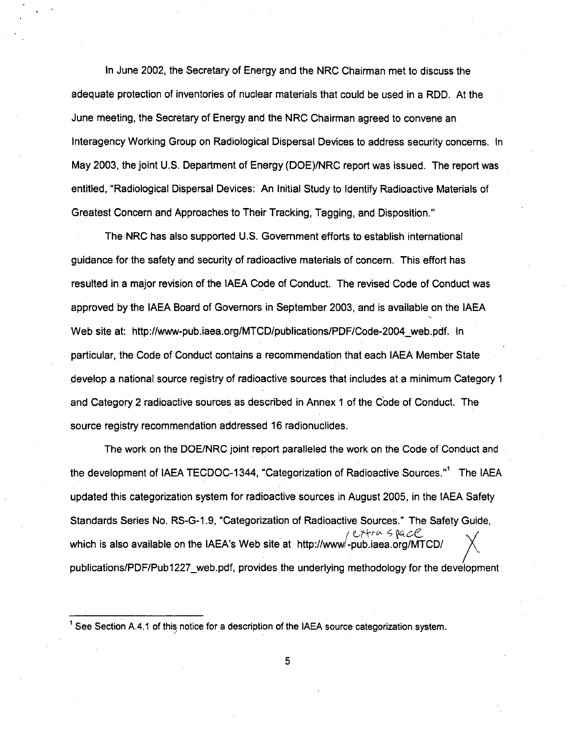In June 2002, the Secretary of Energy and the NRC Chairman met to discuss the adequate protection of inventories of nuclear materials that could be used in a RDD. At the June meeting, the Secretary of Energy and the NRC Chairman agreed to convene an Interagency Working Group on Radiological Dispersal Devices to address security concerns. In May 2003, the joint U.S. Department of Energy (DOE)/NRC report was issued. The report was entitled, "Radiological Dispersal Devices: An Initial Study to Identify Radioactive Materials of Greatest Concern and Approaches to Their Tracking, Tagging, and Disposition."

The NRC has also supported U.S. Government efforts to establish international guidance for the safety and security of radioactive materials of concern. This effort has resulted in a major revision of the IAEA Code of Conduct. The revised Code of Conduct was approved by the IAEA Board of Governors in September 2003, and is available on the IAEA Web site at: http://www-pub.iaea.org/MTCD/publications/PDF/Code-2004_web.pdf. In particular, the Code of Conduct contains a recommendation that each IAEA Member State develop a national source registry of radioactive sources that includes at a minimum Category 1 and Category 2 radioactive sources as described in Annex 1 of the Code of Conduct. The source registry recommendation addressed 16 radionuclides.

The work on the DOE/NRC joint report paralleled the work on the Code of Conduct and the development of IAEA TECDOC-1344, "Categorization of Radioactive Sources."[1] The IAEA updated this categorization system for radioactive sources in August 2005, in the IAEA Safety Standards Series No. RS-G-1.9, "Categorization of Radioactive Sources." The Safety Guide, which is also available on the IAEA's Web site at http://www -pub.iaea.org/MTCD/ publications/PDF/Pub1227_web.pdf, provides the underlying methodology for the development

extra space

[1] See Section A.4.1 of this notice for a description of the IAEA source categorization system.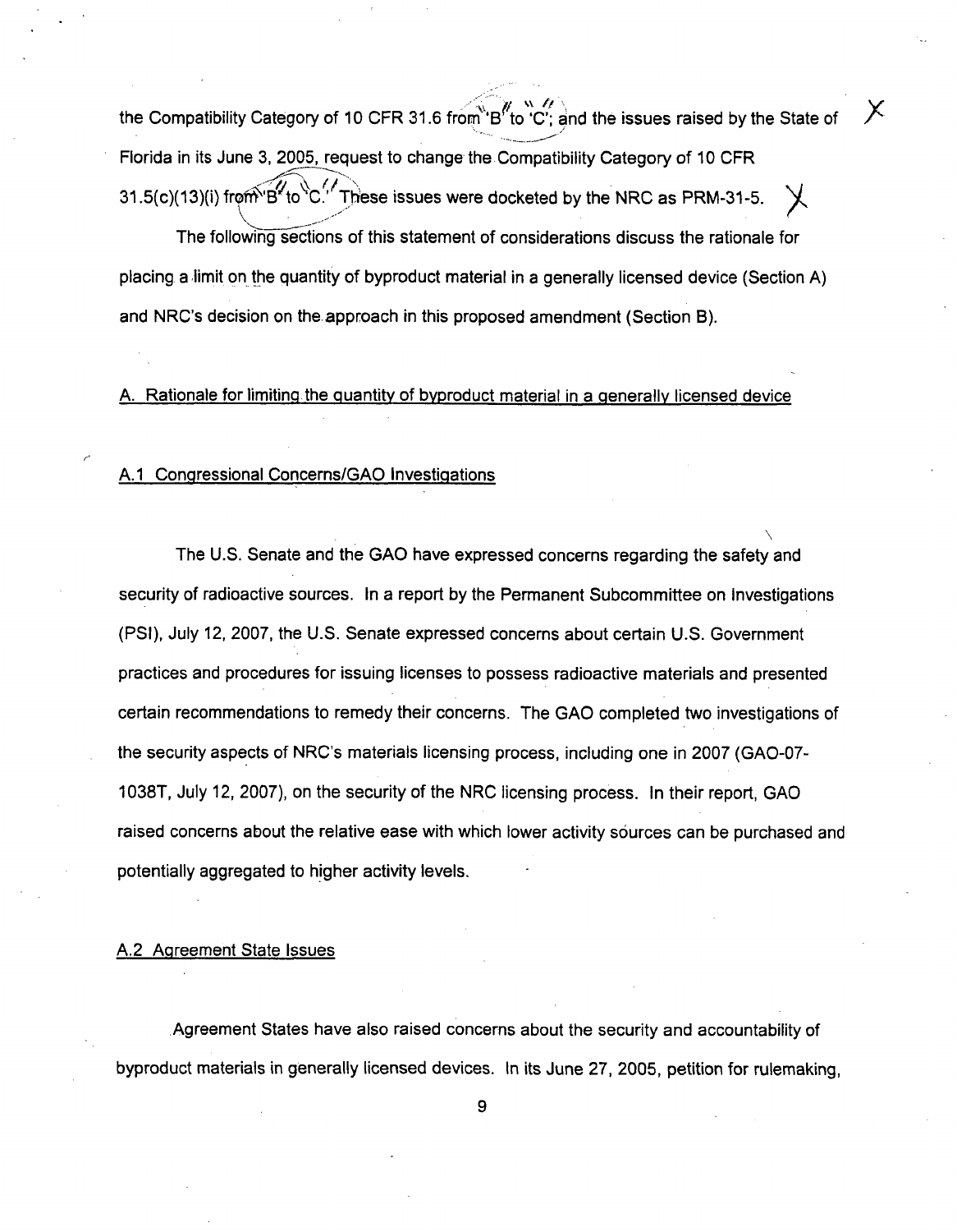the Compatibility Category of 10 CFR 31.6 from 'B' to 'C'; and the issues raised by the State of Florida in its June 3, 2005, request to change the Compatibility Category of 10 CFR 31.5(c)(13)(i) from 'B' to 'C.' These issues were docketed by the NRC as PRM-31-5.

The following sections of this statement of considerations discuss the rationale for placing a limit on the quantity of byproduct material in a generally licensed device (Section A) and NRC's decision on the approach in this proposed amendment (Section B).

## A. Rationale for limiting the quantity of byproduct material in a generally licensed device

### A.1 Congressional Concerns/GAO Investigations

The U.S. Senate and the GAO have expressed concerns regarding the safety and security of radioactive sources. In a report by the Permanent Subcommittee on Investigations (PSI), July 12, 2007, the U.S. Senate expressed concerns about certain U.S. Government practices and procedures for issuing licenses to possess radioactive materials and presented certain recommendations to remedy their concerns. The GAO completed two investigations of the security aspects of NRC's materials licensing process, including one in 2007 (GAO-07-1038T, July 12, 2007), on the security of the NRC licensing process. In their report, GAO raised concerns about the relative ease with which lower activity sources can be purchased and potentially aggregated to higher activity levels.

### A.2 Agreement State Issues

Agreement States have also raised concerns about the security and accountability of byproduct materials in generally licensed devices. In its June 27, 2005, petition for rulemaking,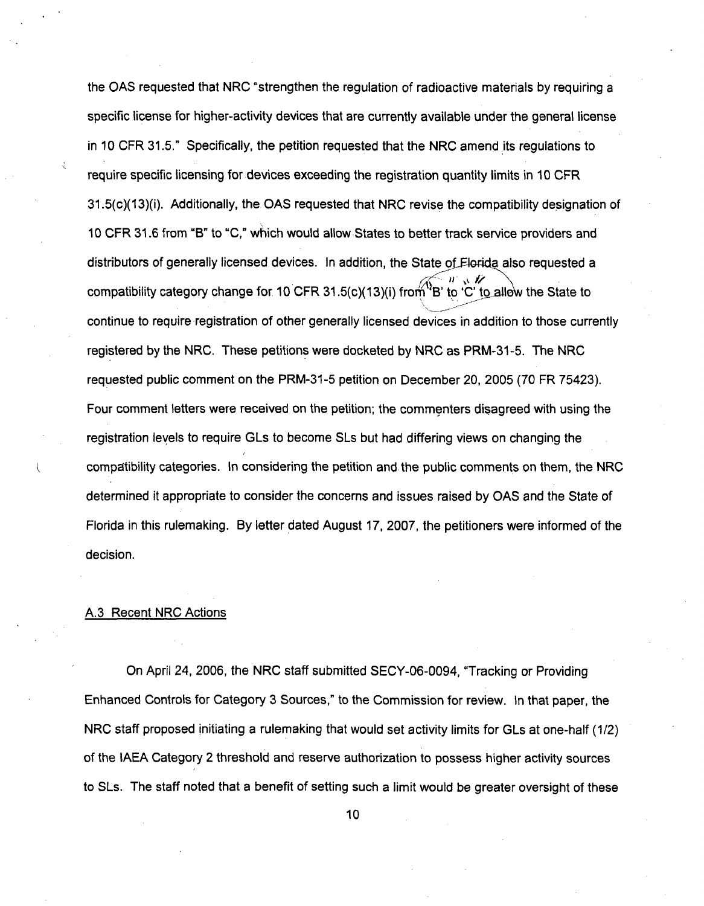the OAS requested that NRC "strengthen the regulation of radioactive materials by requiring a specific license for higher-activity devices that are currently available under the general license in 10 CFR 31.5." Specifically, the petition requested that the NRC amend its regulations to require specific licensing for devices exceeding the registration quantity limits in 10 CFR 31.5(c)(13)(i). Additionally, the OAS requested that NRC revise the compatibility designation of 10 CFR 31.6 from "B" to "C," which would allow States to better track service providers and distributors of generally licensed devices. In addition, the State of Florida also requested a compatibility category change for 10 CFR 31.5(c)(13)(i) from 'B' to 'C' to allow the State to continue to require registration of other generally licensed devices in addition to those currently registered by the NRC. These petitions were docketed by NRC as PRM-31-5. The NRC requested public comment on the PRM-31-5 petition on December 20, 2005 (70 FR 75423). Four comment letters were received on the petition; the commenters disagreed with using the registration levels to require GLs to become SLs but had differing views on changing the compatibility categories. In considering the petition and the public comments on them, the NRC determined it appropriate to consider the concerns and issues raised by OAS and the State of Florida in this rulemaking. By letter dated August 17, 2007, the petitioners were informed of the decision.

## A.3 Recent NRC Actions

On April 24, 2006, the NRC staff submitted SECY-06-0094, "Tracking or Providing Enhanced Controls for Category 3 Sources," to the Commission for review. In that paper, the NRC staff proposed initiating a rulemaking that would set activity limits for GLs at one-half (1/2) of the IAEA Category 2 threshold and reserve authorization to possess higher activity sources to SLs. The staff noted that a benefit of setting such a limit would be greater oversight of these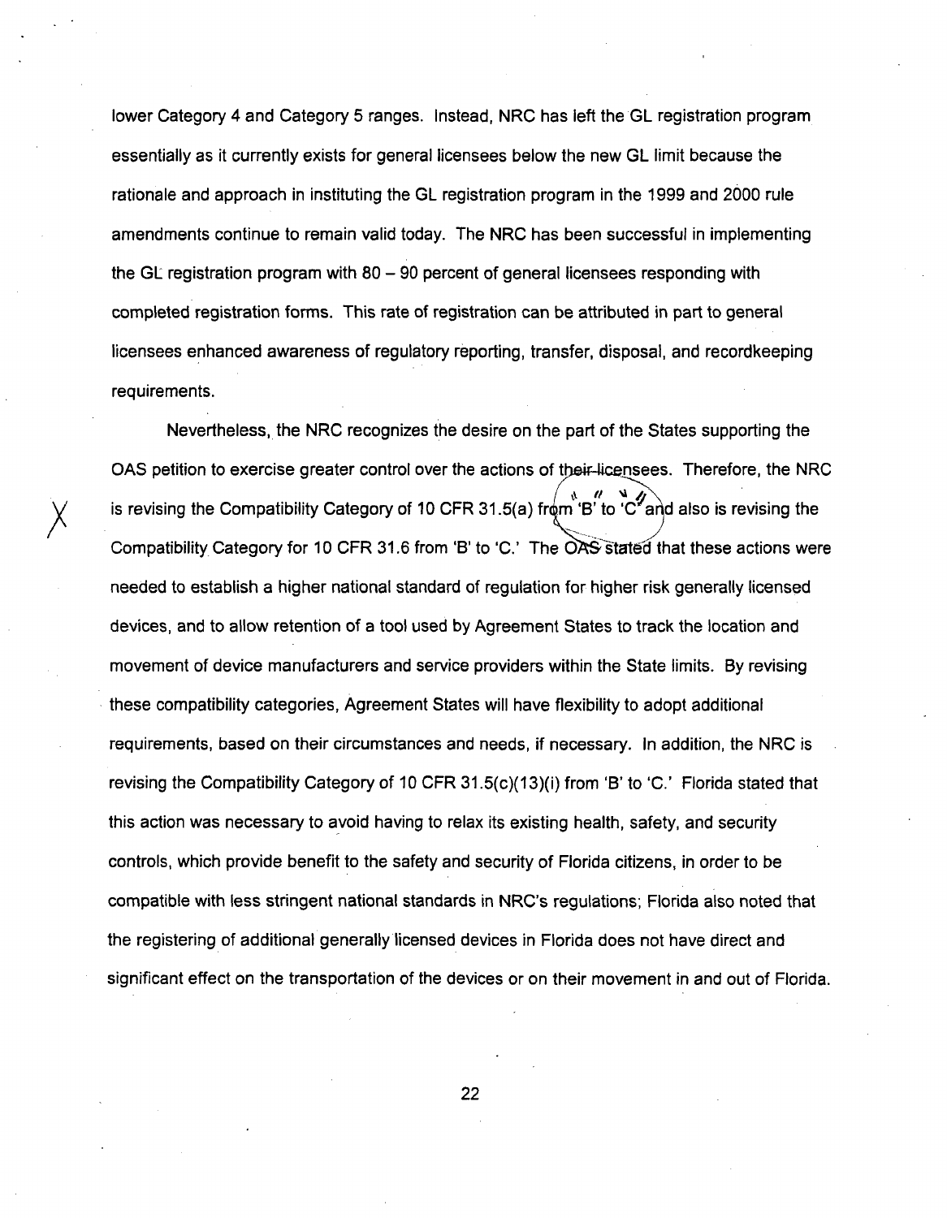lower Category 4 and Category 5 ranges. Instead, NRC has left the GL registration program essentially as it currently exists for general licensees below the new GL limit because the rationale and approach in instituting the GL registration program in the 1999 and 2000 rule amendments continue to remain valid today. The NRC has been successful in implementing the GL registration program with 80 – 90 percent of general licensees responding with completed registration forms. This rate of registration can be attributed in part to general licensees enhanced awareness of regulatory reporting, transfer, disposal, and recordkeeping requirements.

Nevertheless, the NRC recognizes the desire on the part of the States supporting the OAS petition to exercise greater control over the actions of their licensees. Therefore, the NRC is revising the Compatibility Category of 10 CFR 31.5(a) from 'B' to 'C' and also is revising the Compatibility Category for 10 CFR 31.6 from 'B' to 'C.' The OAS stated that these actions were needed to establish a higher national standard of regulation for higher risk generally licensed devices, and to allow retention of a tool used by Agreement States to track the location and movement of device manufacturers and service providers within the State limits. By revising these compatibility categories, Agreement States will have flexibility to adopt additional requirements, based on their circumstances and needs, if necessary. In addition, the NRC is revising the Compatibility Category of 10 CFR 31.5(c)(13)(i) from 'B' to 'C.' Florida stated that this action was necessary to avoid having to relax its existing health, safety, and security controls, which provide benefit to the safety and security of Florida citizens, in order to be compatible with less stringent national standards in NRC's regulations; Florida also noted that the registering of additional generally licensed devices in Florida does not have direct and significant effect on the transportation of the devices or on their movement in and out of Florida.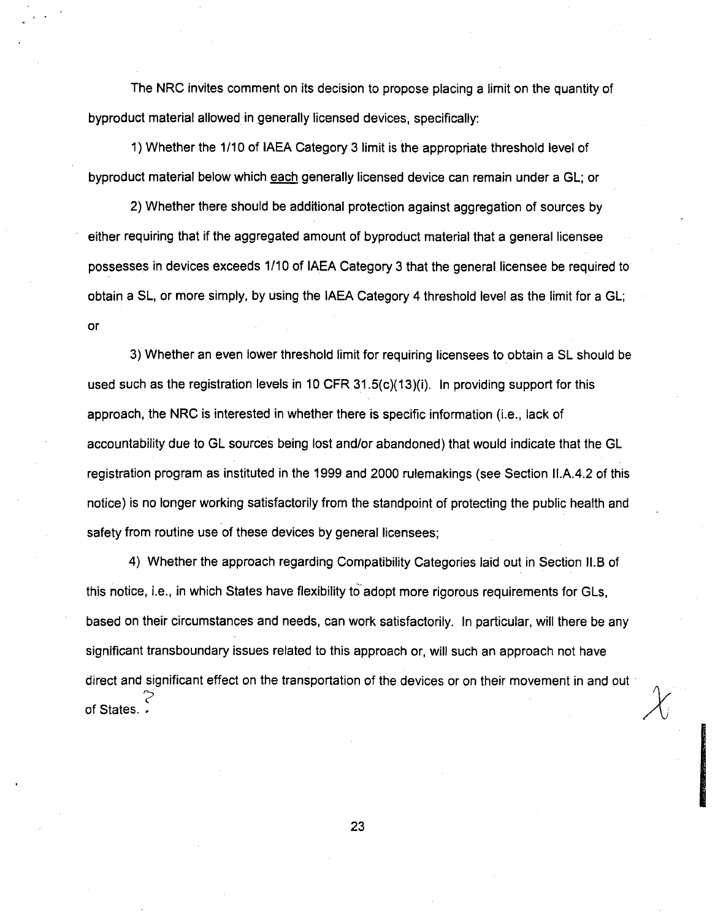The NRC invites comment on its decision to propose placing a limit on the quantity of byproduct material allowed in generally licensed devices, specifically:

1) Whether the 1/10 of IAEA Category 3 limit is the appropriate threshold level of byproduct material below which each generally licensed device can remain under a GL; or

2) Whether there should be additional protection against aggregation of sources by either requiring that if the aggregated amount of byproduct material that a general licensee possesses in devices exceeds 1/10 of IAEA Category 3 that the general licensee be required to obtain a SL, or more simply, by using the IAEA Category 4 threshold level as the limit for a GL; or

3) Whether an even lower threshold limit for requiring licensees to obtain a SL should be used such as the registration levels in 10 CFR 31.5(c)(13)(i). In providing support for this approach, the NRC is interested in whether there is specific information (i.e., lack of accountability due to GL sources being lost and/or abandoned) that would indicate that the GL registration program as instituted in the 1999 and 2000 rulemakings (see Section II.A.4.2 of this notice) is no longer working satisfactorily from the standpoint of protecting the public health and safety from routine use of these devices by general licensees;

4) Whether the approach regarding Compatibility Categories laid out in Section II.B of this notice, i.e., in which States have flexibility to adopt more rigorous requirements for GLs, based on their circumstances and needs, can work satisfactorily. In particular, will there be any significant transboundary issues related to this approach or, will such an approach not have direct and significant effect on the transportation of the devices or on their movement in and out of States. ?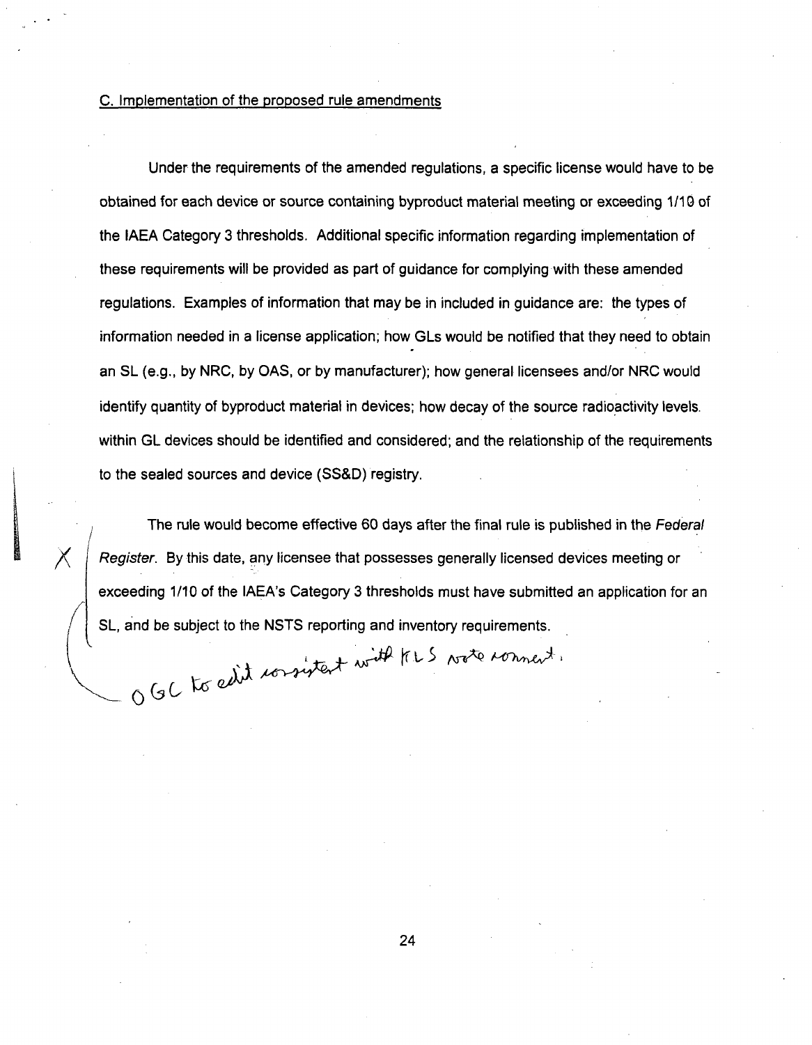C. Implementation of the proposed rule amendments

Under the requirements of the amended regulations, a specific license would have to be obtained for each device or source containing byproduct material meeting or exceeding 1/10 of the IAEA Category 3 thresholds. Additional specific information regarding implementation of these requirements will be provided as part of guidance for complying with these amended regulations. Examples of information that may be in included in guidance are: the types of information needed in a license application; how GLs would be notified that they need to obtain an SL (e.g., by NRC, by OAS, or by manufacturer); how general licensees and/or NRC would identify quantity of byproduct material in devices; how decay of the source radioactivity levels within GL devices should be identified and considered; and the relationship of the requirements to the sealed sources and device (SS&D) registry.

The rule would become effective 60 days after the final rule is published in the *Federal Register*. By this date, any licensee that possesses generally licensed devices meeting or exceeding 1/10 of the IAEA's Category 3 thresholds must have submitted an application for an SL, and be subject to the NSTS reporting and inventory requirements.

X OGC to edit consistent with KLS vote comment.